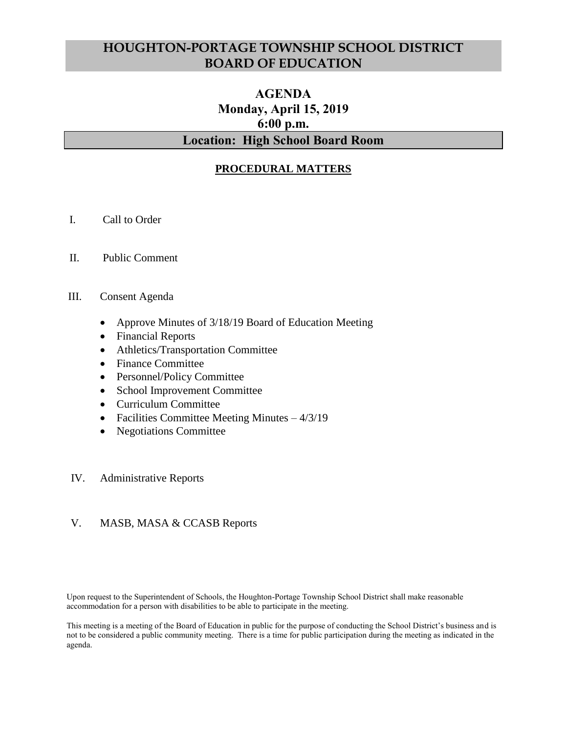# HOUGHTON-PORTAGE TOWNSHIP SCHOOL DISTRICT BOARD OF EDUCATION

## AGENDA
## Monday, April 15, 2019
## 6:00 p.m.

## Location: High School Board Room

### PROCEDURAL MATTERS

I. Call to Order

II. Public Comment

III. Consent Agenda

- Approve Minutes of 3/18/19 Board of Education Meeting
- Financial Reports
- Athletics/Transportation Committee
- Finance Committee
- Personnel/Policy Committee
- School Improvement Committee
- Curriculum Committee
- Facilities Committee Meeting Minutes – 4/3/19
- Negotiations Committee

IV. Administrative Reports

V. MASB, MASA & CCASB Reports

Upon request to the Superintendent of Schools, the Houghton-Portage Township School District shall make reasonable accommodation for a person with disabilities to be able to participate in the meeting.

This meeting is a meeting of the Board of Education in public for the purpose of conducting the School District's business and is not to be considered a public community meeting. There is a time for public participation during the meeting as indicated in the agenda.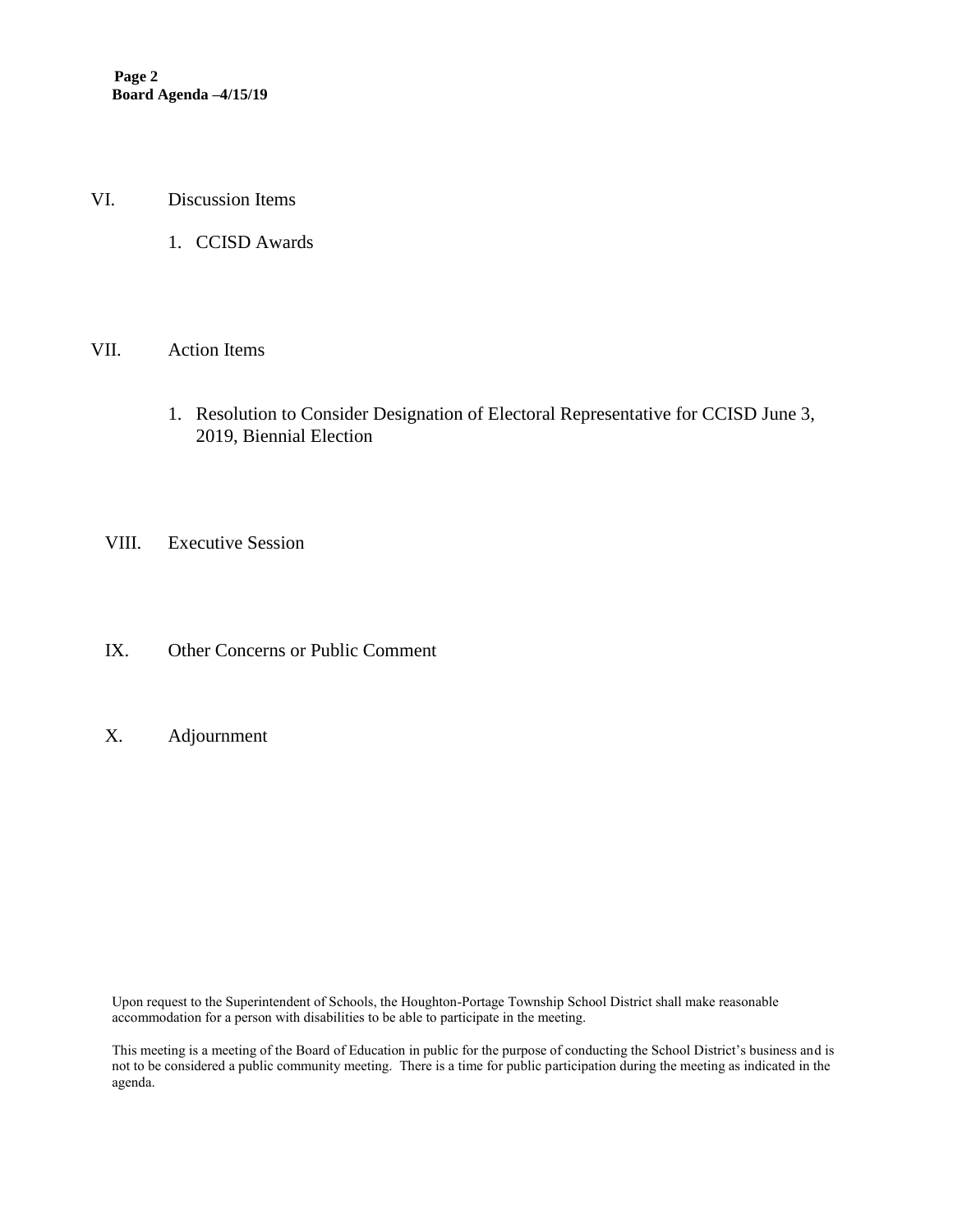VI. Discussion Items

1. CCISD Awards

VII. Action Items

1. Resolution to Consider Designation of Electoral Representative for CCISD June 3, 2019, Biennial Election

VIII. Executive Session

IX. Other Concerns or Public Comment

X. Adjournment

Upon request to the Superintendent of Schools, the Houghton-Portage Township School District shall make reasonable accommodation for a person with disabilities to be able to participate in the meeting.

This meeting is a meeting of the Board of Education in public for the purpose of conducting the School District's business and is not to be considered a public community meeting. There is a time for public participation during the meeting as indicated in the agenda.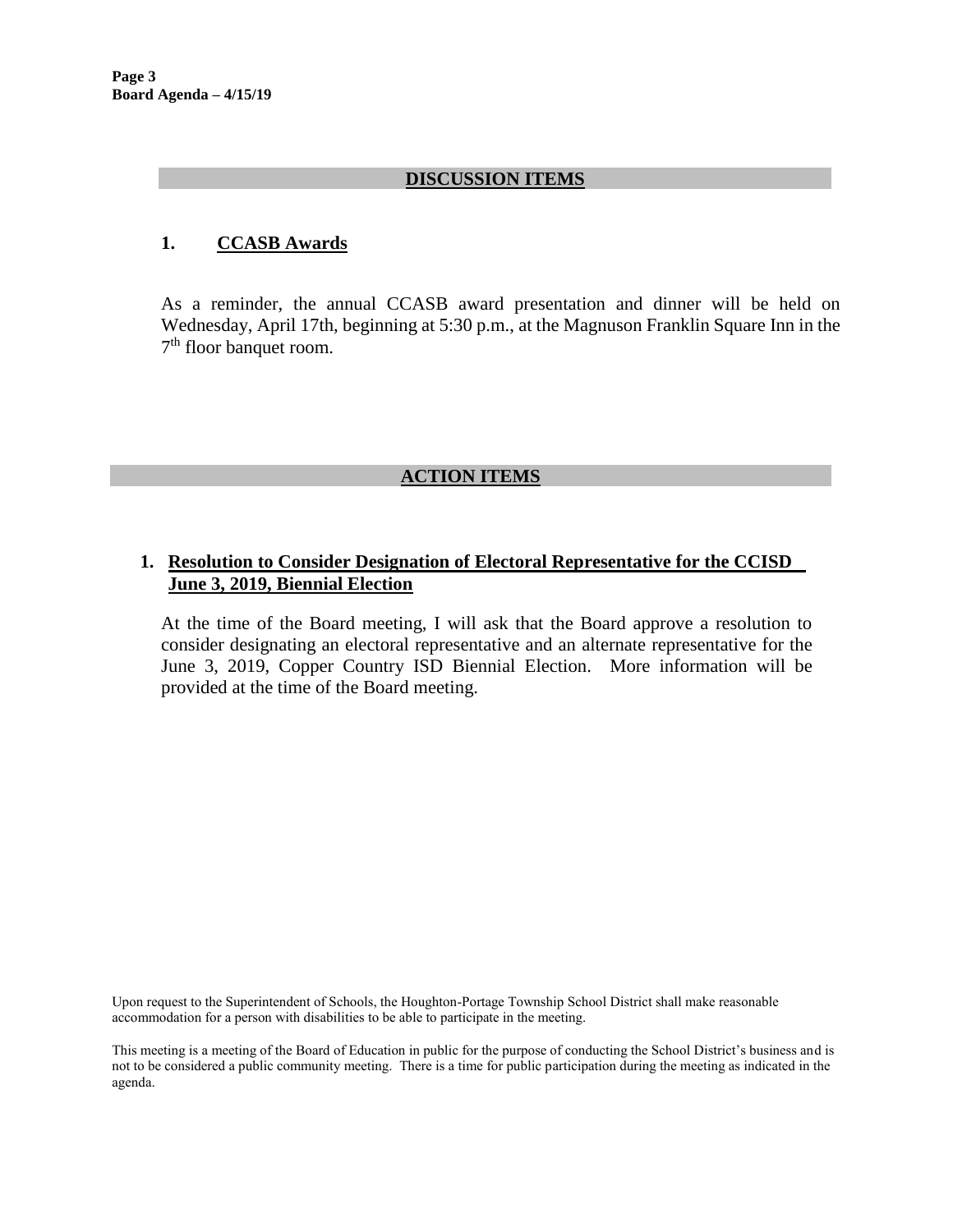## DISCUSSION ITEMS

### 1. CCASB Awards

As a reminder, the annual CCASB award presentation and dinner will be held on Wednesday, April 17th, beginning at 5:30 p.m., at the Magnuson Franklin Square Inn in the 7th floor banquet room.

## ACTION ITEMS

### 1. Resolution to Consider Designation of Electoral Representative for the CCISD June 3, 2019, Biennial Election

At the time of the Board meeting, I will ask that the Board approve a resolution to consider designating an electoral representative and an alternate representative for the June 3, 2019, Copper Country ISD Biennial Election. More information will be provided at the time of the Board meeting.

Upon request to the Superintendent of Schools, the Houghton-Portage Township School District shall make reasonable accommodation for a person with disabilities to be able to participate in the meeting.

This meeting is a meeting of the Board of Education in public for the purpose of conducting the School District's business and is not to be considered a public community meeting. There is a time for public participation during the meeting as indicated in the agenda.